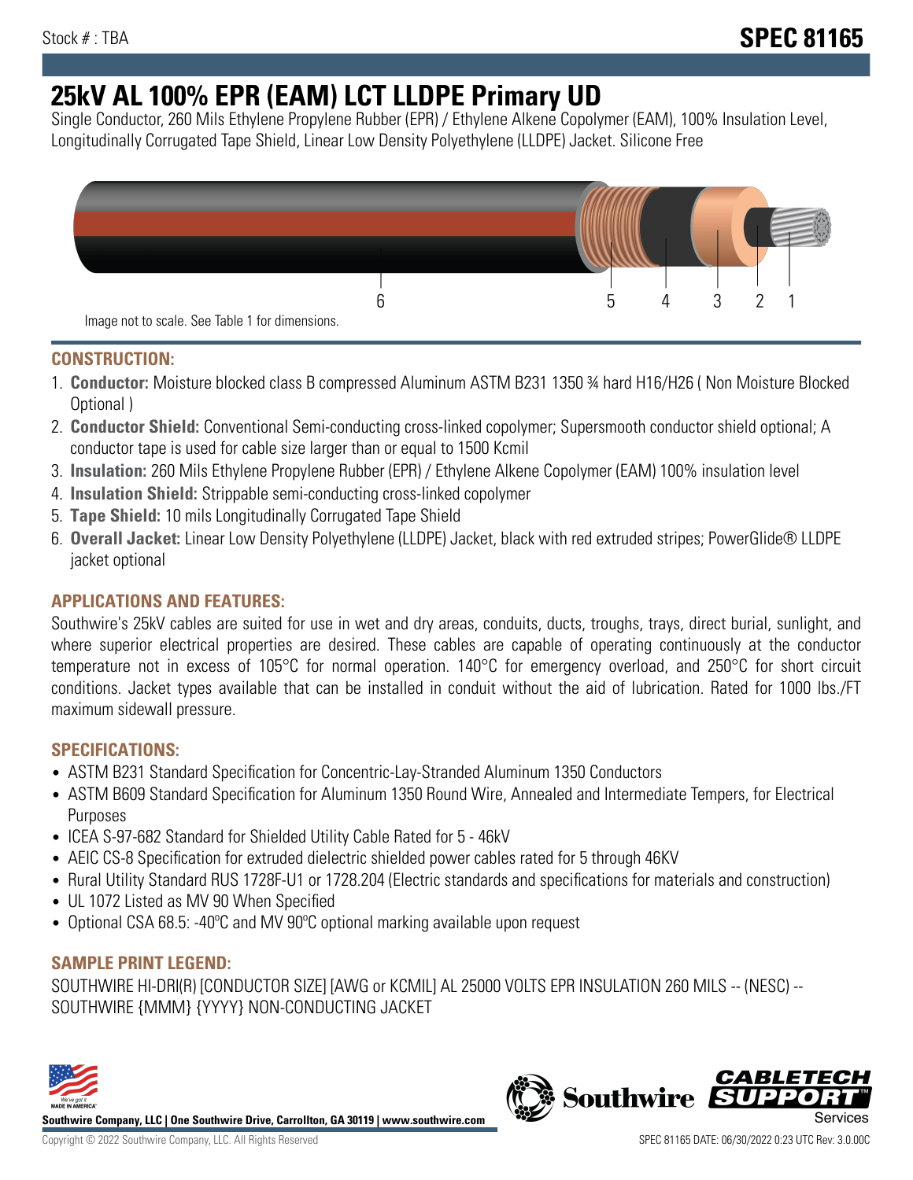Stock # : TBA

**SPEC 81165**

# 25kV AL 100% EPR (EAM) LCT LLDPE Primary UD

Single Conductor, 260 Mils Ethylene Propylene Rubber (EPR) / Ethylene Alkene Copolymer (EAM), 100% Insulation Level, Longitudinally Corrugated Tape Shield, Linear Low Density Polyethylene (LLDPE) Jacket. Silicone Free

Image not to scale. See Table 1 for dimensions.

## CONSTRUCTION:

1. **Conductor:** Moisture blocked class B compressed Aluminum ASTM B231 1350 ¾ hard H16/H26 ( Non Moisture Blocked Optional )
2. **Conductor Shield:** Conventional Semi-conducting cross-linked copolymer; Supersmooth conductor shield optional; A conductor tape is used for cable size larger than or equal to 1500 Kcmil
3. **Insulation:** 260 Mils Ethylene Propylene Rubber (EPR) / Ethylene Alkene Copolymer (EAM) 100% insulation level
4. **Insulation Shield:** Strippable semi-conducting cross-linked copolymer
5. **Tape Shield:** 10 mils Longitudinally Corrugated Tape Shield
6. **Overall Jacket:** Linear Low Density Polyethylene (LLDPE) Jacket, black with red extruded stripes; PowerGlide® LLDPE jacket optional

## APPLICATIONS AND FEATURES:

Southwire's 25kV cables are suited for use in wet and dry areas, conduits, ducts, troughs, trays, direct burial, sunlight, and where superior electrical properties are desired. These cables are capable of operating continuously at the conductor temperature not in excess of 105°C for normal operation. 140°C for emergency overload, and 250°C for short circuit conditions. Jacket types available that can be installed in conduit without the aid of lubrication. Rated for 1000 lbs./FT maximum sidewall pressure.

## SPECIFICATIONS:

- ASTM B231 Standard Specification for Concentric-Lay-Stranded Aluminum 1350 Conductors
- ASTM B609 Standard Specification for Aluminum 1350 Round Wire, Annealed and Intermediate Tempers, for Electrical Purposes
- ICEA S-97-682 Standard for Shielded Utility Cable Rated for 5 - 46kV
- AEIC CS-8 Specification for extruded dielectric shielded power cables rated for 5 through 46KV
- Rural Utility Standard RUS 1728F-U1 or 1728.204 (Electric standards and specifications for materials and construction)
- UL 1072 Listed as MV 90 When Specified
- Optional CSA 68.5: -40ºC and MV 90ºC optional marking available upon request

## SAMPLE PRINT LEGEND:

SOUTHWIRE HI-DRI(R) [CONDUCTOR SIZE] [AWG or KCMIL] AL 25000 VOLTS EPR INSULATION 260 MILS -- (NESC) -- SOUTHWIRE {MMM} {YYYY} NON-CONDUCTING JACKET

**Southwire Company, LLC | One Southwire Drive, Carrollton, GA 30119 | www.southwire.com**

Copyright © 2022 Southwire Company, LLC. All Rights Reserved

SPEC 81165 DATE: 06/30/2022 0:23 UTC Rev: 3.0.00C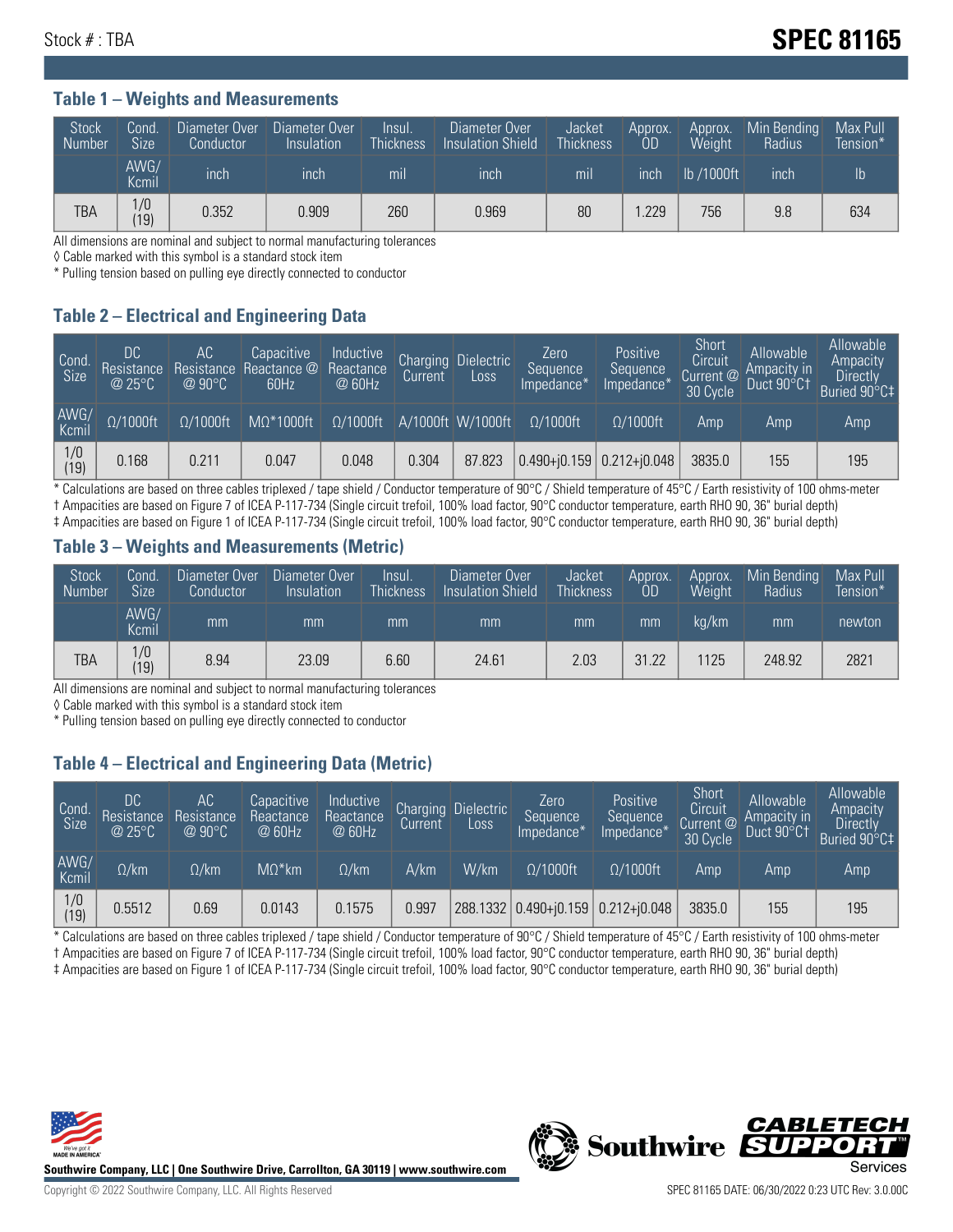Stock # : TBA

# SPEC 81165

## Table 1 – Weights and Measurements

| Stock Number | Cond. Size | Diameter Over Conductor | Diameter Over Insulation | Insul. Thickness | Diameter Over Insulation Shield | Jacket Thickness | Approx. OD | Approx. Weight | Min Bending Radius | Max Pull Tension* |
|---|---|---|---|---|---|---|---|---|---|---|
| | AWG/ Kcmil | inch | inch | mil | inch | mil | inch | lb /1000ft | inch | lb |
| TBA | 1/0 (19) | 0.352 | 0.909 | 260 | 0.969 | 80 | 1.229 | 756 | 9.8 | 634 |

All dimensions are nominal and subject to normal manufacturing tolerances
◊ Cable marked with this symbol is a standard stock item
* Pulling tension based on pulling eye directly connected to conductor

## Table 2 – Electrical and Engineering Data

| Cond. Size | DC Resistance @ 25°C | AC Resistance @ 90°C | Capacitive Reactance @ 60Hz | Inductive Reactance @ 60Hz | Charging Current | Dielectric Loss | Zero Sequence Impedance* | Positive Sequence Impedance* | Short Circuit Current @ 30 Cycle | Allowable Ampacity in Duct 90°C† | Allowable Ampacity Directly Buried 90°C‡ |
|---|---|---|---|---|---|---|---|---|---|---|---|
| AWG/ Kcmil | Ω/1000ft | Ω/1000ft | MΩ*1000ft | Ω/1000ft | A/1000ft | W/1000ft | Ω/1000ft | Ω/1000ft | Amp | Amp | Amp |
| 1/0 (19) | 0.168 | 0.211 | 0.047 | 0.048 | 0.304 | 87.823 | 0.490+j0.159 | 0.212+j0.048 | 3835.0 | 155 | 195 |

* Calculations are based on three cables triplexed / tape shield / Conductor temperature of 90°C / Shield temperature of 45°C / Earth resistivity of 100 ohms-meter
† Ampacities are based on Figure 7 of ICEA P-117-734 (Single circuit trefoil, 100% load factor, 90°C conductor temperature, earth RHO 90, 36" burial depth)
‡ Ampacities are based on Figure 1 of ICEA P-117-734 (Single circuit trefoil, 100% load factor, 90°C conductor temperature, earth RHO 90, 36" burial depth)

## Table 3 – Weights and Measurements (Metric)

| Stock Number | Cond. Size | Diameter Over Conductor | Diameter Over Insulation | Insul. Thickness | Diameter Over Insulation Shield | Jacket Thickness | Approx. OD | Approx. Weight | Min Bending Radius | Max Pull Tension* |
|---|---|---|---|---|---|---|---|---|---|---|
| | AWG/ Kcmil | mm | mm | mm | mm | mm | mm | kg/km | mm | newton |
| TBA | 1/0 (19) | 8.94 | 23.09 | 6.60 | 24.61 | 2.03 | 31.22 | 1125 | 248.92 | 2821 |

All dimensions are nominal and subject to normal manufacturing tolerances
◊ Cable marked with this symbol is a standard stock item
* Pulling tension based on pulling eye directly connected to conductor

## Table 4 – Electrical and Engineering Data (Metric)

| Cond. Size | DC Resistance @ 25°C | AC Resistance @ 90°C | Capacitive Reactance @ 60Hz | Inductive Reactance @ 60Hz | Charging Current | Dielectric Loss | Zero Sequence Impedance* | Positive Sequence Impedance* | Short Circuit Current @ 30 Cycle | Allowable Ampacity in Duct 90°C† | Allowable Ampacity Directly Buried 90°C‡ |
|---|---|---|---|---|---|---|---|---|---|---|---|
| AWG/ Kcmil | Ω/km | Ω/km | MΩ*km | Ω/km | A/km | W/km | Ω/1000ft | Ω/1000ft | Amp | Amp | Amp |
| 1/0 (19) | 0.5512 | 0.69 | 0.0143 | 0.1575 | 0.997 | 288.1332 | 0.490+j0.159 | 0.212+j0.048 | 3835.0 | 155 | 195 |

* Calculations are based on three cables triplexed / tape shield / Conductor temperature of 90°C / Shield temperature of 45°C / Earth resistivity of 100 ohms-meter
† Ampacities are based on Figure 7 of ICEA P-117-734 (Single circuit trefoil, 100% load factor, 90°C conductor temperature, earth RHO 90, 36" burial depth)
‡ Ampacities are based on Figure 1 of ICEA P-117-734 (Single circuit trefoil, 100% load factor, 90°C conductor temperature, earth RHO 90, 36" burial depth)

Southwire Company, LLC | One Southwire Drive, Carrollton, GA 30119 | www.southwire.com

Copyright © 2022 Southwire Company, LLC. All Rights Reserved

SPEC 81165 DATE: 06/30/2022 0:23 UTC Rev: 3.0.00C